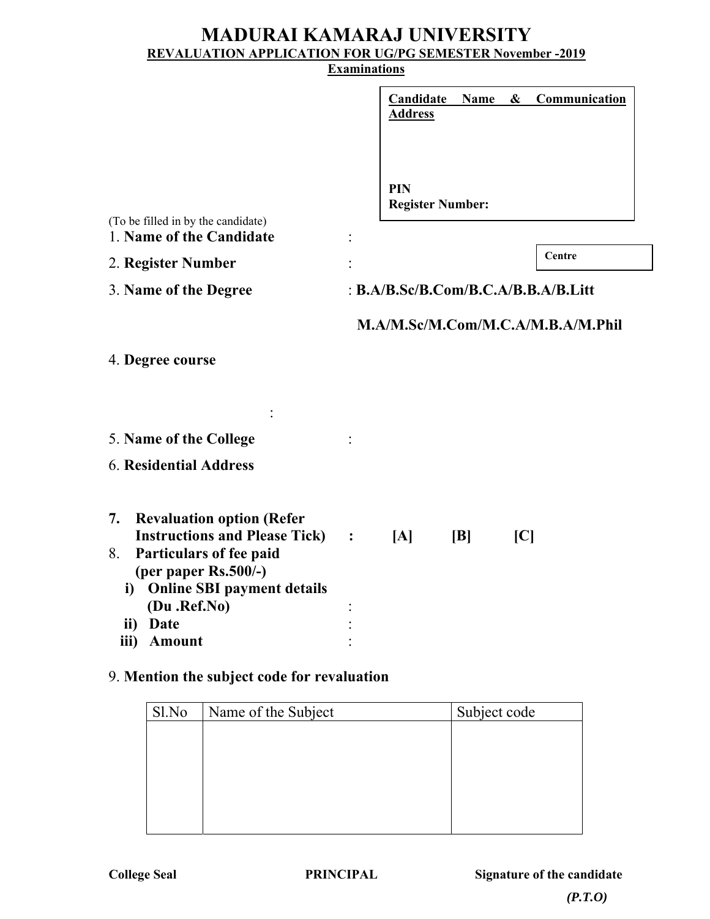# MADURAI KAMARAJ UNIVERSITY

**REVALUATION APPLICATION FOR UG/PG SEMESTER November -2019 Examinations**

| **Candidate Name & Communication Address** |
|---|
| |
| **PIN** |
| **Register Number:** |

(To be filled in by the candidate)

| Centre |
|---|
| |

1. **Name of the Candidate** :
2. **Register Number** :
3. **Name of the Degree** : **B.A/B.Sc/B.Com/B.C.A/B.B.A/B.Litt**

   **M.A/M.Sc/M.Com/M.C.A/M.B.A/M.Phil**

4. **Degree course** :
5. **Name of the College** :
6. **Residential Address**
7. **Revaluation option (Refer Instructions and Please Tick)** : **[A] [B] [C]**
8. **Particulars of fee paid (per paper Rs.500/-)**
   - **i) Online SBI payment details (Du .Ref.No)** :
   - **ii) Date** :
   - **iii) Amount** :
9. **Mention the subject code for revaluation**

| Sl.No | Name of the Subject | Subject code |
|---|---|---|
| | | |

**College Seal** **PRINCIPAL** **Signature of the candidate**

***(P.T.O)***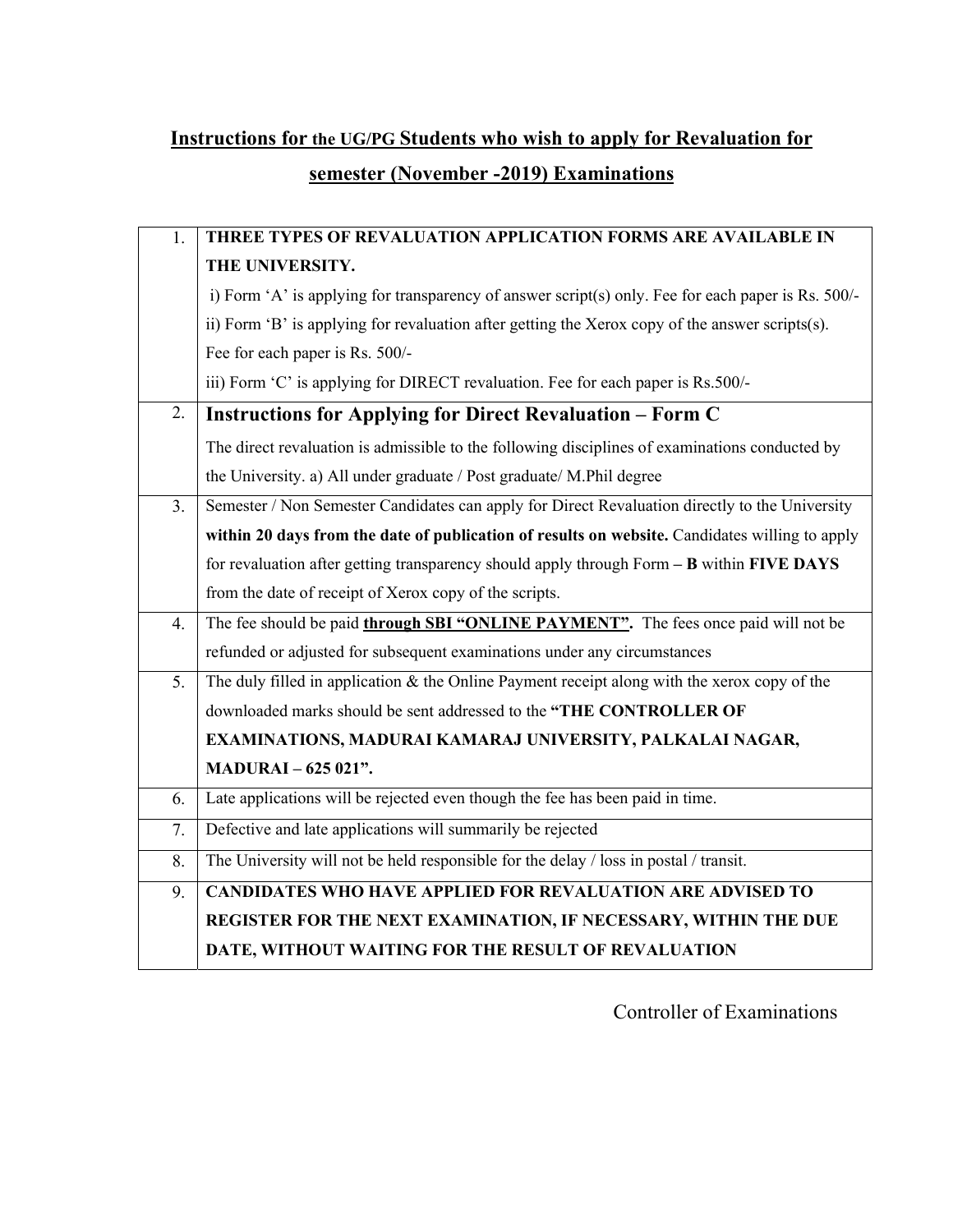## Instructions for the UG/PG Students who wish to apply for Revaluation for semester (November -2019) Examinations

| | |
|---|---|
| 1. | **THREE TYPES OF REVALUATION APPLICATION FORMS ARE AVAILABLE IN THE UNIVERSITY.**<br>i) Form 'A' is applying for transparency of answer script(s) only. Fee for each paper is Rs. 500/-<br>ii) Form 'B' is applying for revaluation after getting the Xerox copy of the answer scripts(s). Fee for each paper is Rs. 500/-<br>iii) Form 'C' is applying for DIRECT revaluation. Fee for each paper is Rs.500/- |
| 2. | **Instructions for Applying for Direct Revaluation – Form C**<br>The direct revaluation is admissible to the following disciplines of examinations conducted by the University. a) All under graduate / Post graduate/ M.Phil degree |
| 3. | Semester / Non Semester Candidates can apply for Direct Revaluation directly to the University **within 20 days from the date of publication of results on website.** Candidates willing to apply for revaluation after getting transparency should apply through Form **– B** within **FIVE DAYS** from the date of receipt of Xerox copy of the scripts. |
| 4. | The fee should be paid **through SBI "ONLINE PAYMENT".** The fees once paid will not be refunded or adjusted for subsequent examinations under any circumstances |
| 5. | The duly filled in application & the Online Payment receipt along with the xerox copy of the downloaded marks should be sent addressed to the **"THE CONTROLLER OF EXAMINATIONS, MADURAI KAMARAJ UNIVERSITY, PALKALAI NAGAR, MADURAI – 625 021".** |
| 6. | Late applications will be rejected even though the fee has been paid in time. |
| 7. | Defective and late applications will summarily be rejected |
| 8. | The University will not be held responsible for the delay / loss in postal / transit. |
| 9. | **CANDIDATES WHO HAVE APPLIED FOR REVALUATION ARE ADVISED TO REGISTER FOR THE NEXT EXAMINATION, IF NECESSARY, WITHIN THE DUE DATE, WITHOUT WAITING FOR THE RESULT OF REVALUATION** |

Controller of Examinations